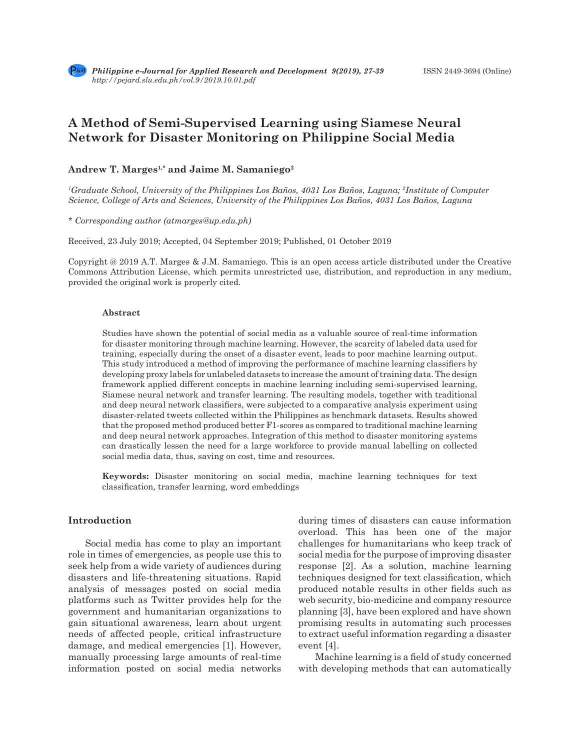# A Method of Semi-Supervised Learning using Siamese Neural Network for Disaster Monitoring on Philippine Social Media

**Andrew T. Marges[1,*] and Jaime M. Samaniego[2]**

*[1]Graduate School, University of the Philippines Los Baños, 4031 Los Baños, Laguna; [2]Institute of Computer Science, College of Arts and Sciences, University of the Philippines Los Baños, 4031 Los Baños, Laguna*

\* *Corresponding author (atmarges@up.edu.ph)*

Received, 23 July 2019; Accepted, 04 September 2019; Published, 01 October 2019

Copyright @ 2019 A.T. Marges & J.M. Samaniego. This is an open access article distributed under the Creative Commons Attribution License, which permits unrestricted use, distribution, and reproduction in any medium, provided the original work is properly cited.

### Abstract

Studies have shown the potential of social media as a valuable source of real-time information for disaster monitoring through machine learning. However, the scarcity of labeled data used for training, especially during the onset of a disaster event, leads to poor machine learning output. This study introduced a method of improving the performance of machine learning classifiers by developing proxy labels for unlabeled datasets to increase the amount of training data. The design framework applied different concepts in machine learning including semi-supervised learning, Siamese neural network and transfer learning. The resulting models, together with traditional and deep neural network classifiers, were subjected to a comparative analysis experiment using disaster-related tweets collected within the Philippines as benchmark datasets. Results showed that the proposed method produced better F1-scores as compared to traditional machine learning and deep neural network approaches. Integration of this method to disaster monitoring systems can drastically lessen the need for a large workforce to provide manual labelling on collected social media data, thus, saving on cost, time and resources.

**Keywords:** Disaster monitoring on social media, machine learning techniques for text classification, transfer learning, word embeddings

## Introduction

Social media has come to play an important role in times of emergencies, as people use this to seek help from a wide variety of audiences during disasters and life-threatening situations. Rapid analysis of messages posted on social media platforms such as Twitter provides help for the government and humanitarian organizations to gain situational awareness, learn about urgent needs of affected people, critical infrastructure damage, and medical emergencies [1]. However, manually processing large amounts of real-time information posted on social media networks during times of disasters can cause information overload. This has been one of the major challenges for humanitarians who keep track of social media for the purpose of improving disaster response [2]. As a solution, machine learning techniques designed for text classification, which produced notable results in other fields such as web security, bio-medicine and company resource planning [3], have been explored and have shown promising results in automating such processes to extract useful information regarding a disaster event [4].

Machine learning is a field of study concerned with developing methods that can automatically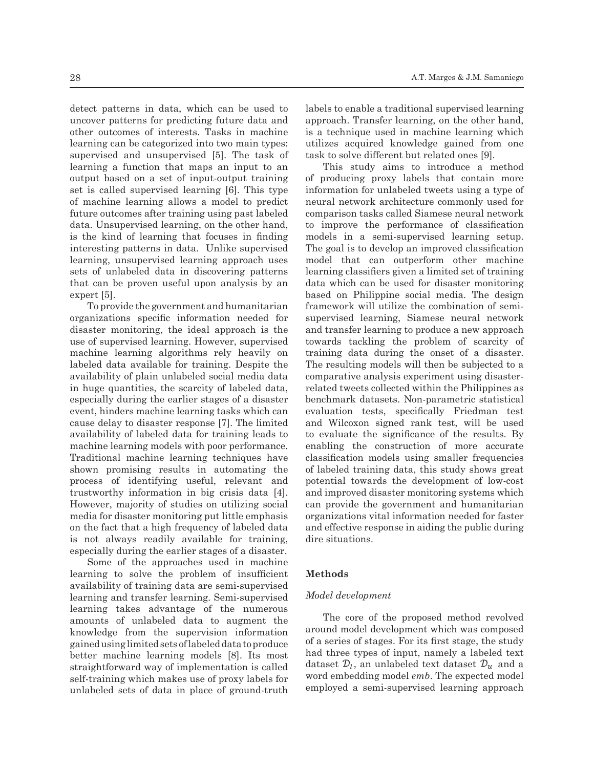detect patterns in data, which can be used to uncover patterns for predicting future data and other outcomes of interests. Tasks in machine learning can be categorized into two main types: supervised and unsupervised [5]. The task of learning a function that maps an input to an output based on a set of input-output training set is called supervised learning [6]. This type of machine learning allows a model to predict future outcomes after training using past labeled data. Unsupervised learning, on the other hand, is the kind of learning that focuses in finding interesting patterns in data. Unlike supervised learning, unsupervised learning approach uses sets of unlabeled data in discovering patterns that can be proven useful upon analysis by an expert [5].

To provide the government and humanitarian organizations specific information needed for disaster monitoring, the ideal approach is the use of supervised learning. However, supervised machine learning algorithms rely heavily on labeled data available for training. Despite the availability of plain unlabeled social media data in huge quantities, the scarcity of labeled data, especially during the earlier stages of a disaster event, hinders machine learning tasks which can cause delay to disaster response [7]. The limited availability of labeled data for training leads to machine learning models with poor performance. Traditional machine learning techniques have shown promising results in automating the process of identifying useful, relevant and trustworthy information in big crisis data [4]. However, majority of studies on utilizing social media for disaster monitoring put little emphasis on the fact that a high frequency of labeled data is not always readily available for training, especially during the earlier stages of a disaster.

Some of the approaches used in machine learning to solve the problem of insufficient availability of training data are semi-supervised learning and transfer learning. Semi-supervised learning takes advantage of the numerous amounts of unlabeled data to augment the knowledge from the supervision information gained using limited sets of labeled data to produce better machine learning models [8]. Its most straightforward way of implementation is called self-training which makes use of proxy labels for unlabeled sets of data in place of ground-truth labels to enable a traditional supervised learning approach. Transfer learning, on the other hand, is a technique used in machine learning which utilizes acquired knowledge gained from one task to solve different but related ones [9].

This study aims to introduce a method of producing proxy labels that contain more information for unlabeled tweets using a type of neural network architecture commonly used for comparison tasks called Siamese neural network to improve the performance of classification models in a semi-supervised learning setup. The goal is to develop an improved classification model that can outperform other machine learning classifiers given a limited set of training data which can be used for disaster monitoring based on Philippine social media. The design framework will utilize the combination of semi-supervised learning, Siamese neural network and transfer learning to produce a new approach towards tackling the problem of scarcity of training data during the onset of a disaster. The resulting models will then be subjected to a comparative analysis experiment using disaster-related tweets collected within the Philippines as benchmark datasets. Non-parametric statistical evaluation tests, specifically Friedman test and Wilcoxon signed rank test, will be used to evaluate the significance of the results. By enabling the construction of more accurate classification models using smaller frequencies of labeled training data, this study shows great potential towards the development of low-cost and improved disaster monitoring systems which can provide the government and humanitarian organizations vital information needed for faster and effective response in aiding the public during dire situations.

## Methods

### *Model development*

The core of the proposed method revolved around model development which was composed of a series of stages. For its first stage, the study had three types of input, namely a labeled text dataset $\mathcal{D}_l$, an unlabeled text dataset $\mathcal{D}_u$ and a word embedding model *emb*. The expected model employed a semi-supervised learning approach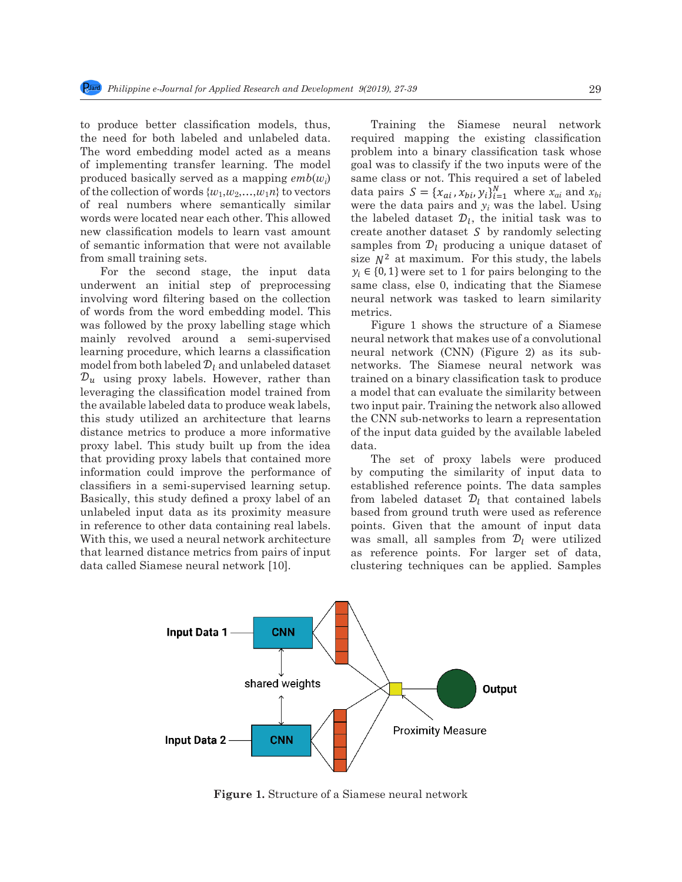to produce better classification models, thus, the need for both labeled and unlabeled data. The word embedding model acted as a means of implementing transfer learning. The model produced basically served as a mapping $emb(w_i)$ of the collection of words $\{w_1, w_2, \ldots, w_1 n\}$ to vectors of real numbers where semantically similar words were located near each other. This allowed new classification models to learn vast amount of semantic information that were not available from small training sets.

For the second stage, the input data underwent an initial step of preprocessing involving word filtering based on the collection of words from the word embedding model. This was followed by the proxy labelling stage which mainly revolved around a semi-supervised learning procedure, which learns a classification model from both labeled $\mathcal{D}_l$ and unlabeled dataset $\mathcal{D}_u$ using proxy labels. However, rather than leveraging the classification model trained from the available labeled data to produce weak labels, this study utilized an architecture that learns distance metrics to produce a more informative proxy label. This study built up from the idea that providing proxy labels that contained more information could improve the performance of classifiers in a semi-supervised learning setup. Basically, this study defined a proxy label of an unlabeled input data as its proximity measure in reference to other data containing real labels. With this, we used a neural network architecture that learned distance metrics from pairs of input data called Siamese neural network [10].

Training the Siamese neural network required mapping the existing classification problem into a binary classification task whose goal was to classify if the two inputs were of the same class or not. This required a set of labeled data pairs $S = \{x_{ai}, x_{bi}, y_i\}_{i=1}^{N}$ where $x_{ai}$ and $x_{bi}$ were the data pairs and $y_i$ was the label. Using the labeled dataset $\mathcal{D}_l$, the initial task was to create another dataset $S$ by randomly selecting samples from $\mathcal{D}_l$ producing a unique dataset of size $N^2$ at maximum. For this study, the labels $y_i \in \{0, 1\}$ were set to 1 for pairs belonging to the same class, else 0, indicating that the Siamese neural network was tasked to learn similarity metrics.

Figure 1 shows the structure of a Siamese neural network that makes use of a convolutional neural network (CNN) (Figure 2) as its sub-networks. The Siamese neural network was trained on a binary classification task to produce a model that can evaluate the similarity between two input pair. Training the network also allowed the CNN sub-networks to learn a representation of the input data guided by the available labeled data.

The set of proxy labels were produced by computing the similarity of input data to established reference points. The data samples from labeled dataset $\mathcal{D}_l$ that contained labels based from ground truth were used as reference points. Given that the amount of input data was small, all samples from $\mathcal{D}_l$ were utilized as reference points. For larger set of data, clustering techniques can be applied. Samples

**Figure 1.** Structure of a Siamese neural network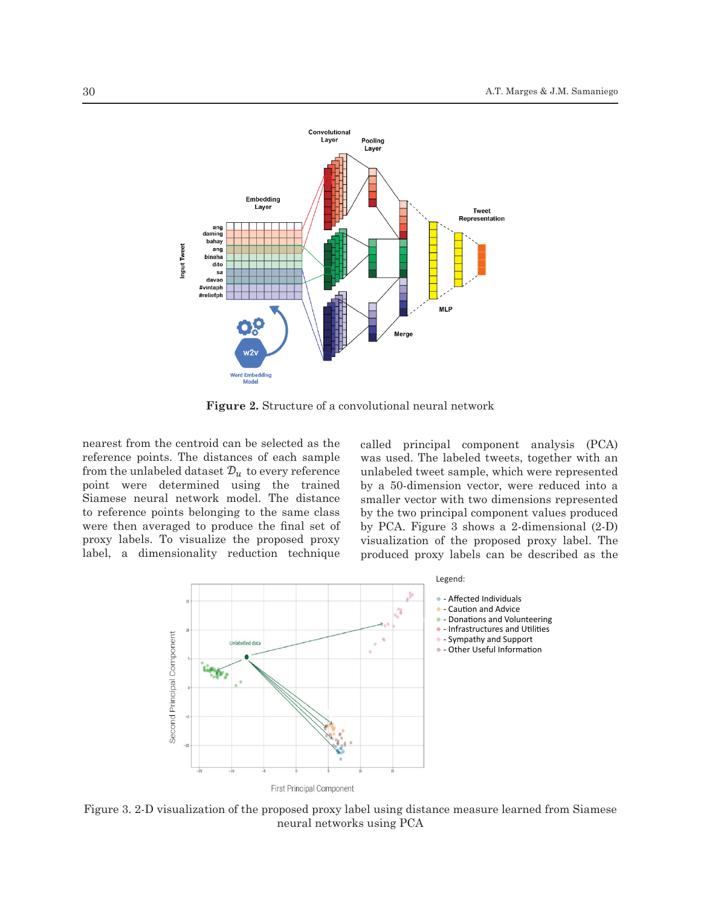**Figure 2.** Structure of a convolutional neural network

nearest from the centroid can be selected as the reference points. The distances of each sample from the unlabeled dataset $\mathcal{D}_u$ to every reference point were determined using the trained Siamese neural network model. The distance to reference points belonging to the same class were then averaged to produce the final set of proxy labels. To visualize the proposed proxy label, a dimensionality reduction technique called principal component analysis (PCA) was used. The labeled tweets, together with an unlabeled tweet sample, which were represented by a 50-dimension vector, were reduced into a smaller vector with two dimensions represented by the two principal component values produced by PCA. Figure 3 shows a 2-dimensional (2-D) visualization of the proposed proxy label. The produced proxy labels can be described as the

Figure 3. 2-D visualization of the proposed proxy label using distance measure learned from Siamese neural networks using PCA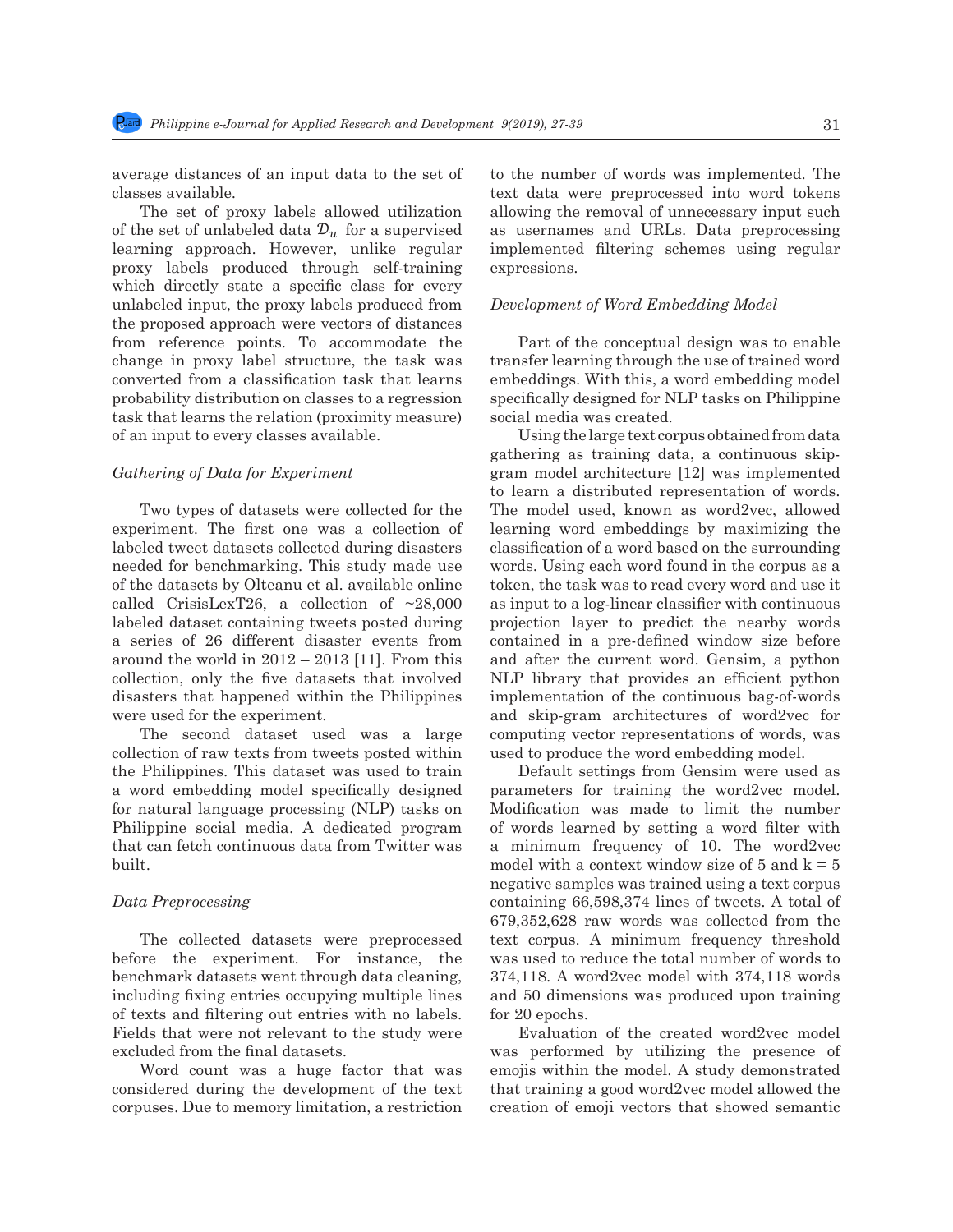average distances of an input data to the set of classes available.

The set of proxy labels allowed utilization of the set of unlabeled data $\mathcal{D}_u$ for a supervised learning approach. However, unlike regular proxy labels produced through self-training which directly state a specific class for every unlabeled input, the proxy labels produced from the proposed approach were vectors of distances from reference points. To accommodate the change in proxy label structure, the task was converted from a classification task that learns probability distribution on classes to a regression task that learns the relation (proximity measure) of an input to every classes available.

*Gathering of Data for Experiment*

Two types of datasets were collected for the experiment. The first one was a collection of labeled tweet datasets collected during disasters needed for benchmarking. This study made use of the datasets by Olteanu et al. available online called CrisisLexT26, a collection of ~28,000 labeled dataset containing tweets posted during a series of 26 different disaster events from around the world in 2012 – 2013 [11]. From this collection, only the five datasets that involved disasters that happened within the Philippines were used for the experiment.

The second dataset used was a large collection of raw texts from tweets posted within the Philippines. This dataset was used to train a word embedding model specifically designed for natural language processing (NLP) tasks on Philippine social media. A dedicated program that can fetch continuous data from Twitter was built.

*Data Preprocessing*

The collected datasets were preprocessed before the experiment. For instance, the benchmark datasets went through data cleaning, including fixing entries occupying multiple lines of texts and filtering out entries with no labels. Fields that were not relevant to the study were excluded from the final datasets.

Word count was a huge factor that was considered during the development of the text corpuses. Due to memory limitation, a restriction to the number of words was implemented. The text data were preprocessed into word tokens allowing the removal of unnecessary input such as usernames and URLs. Data preprocessing implemented filtering schemes using regular expressions.

*Development of Word Embedding Model*

Part of the conceptual design was to enable transfer learning through the use of trained word embeddings. With this, a word embedding model specifically designed for NLP tasks on Philippine social media was created.

Using the large text corpus obtained from data gathering as training data, a continuous skip-gram model architecture [12] was implemented to learn a distributed representation of words. The model used, known as word2vec, allowed learning word embeddings by maximizing the classification of a word based on the surrounding words. Using each word found in the corpus as a token, the task was to read every word and use it as input to a log-linear classifier with continuous projection layer to predict the nearby words contained in a pre-defined window size before and after the current word. Gensim, a python NLP library that provides an efficient python implementation of the continuous bag-of-words and skip-gram architectures of word2vec for computing vector representations of words, was used to produce the word embedding model.

Default settings from Gensim were used as parameters for training the word2vec model. Modification was made to limit the number of words learned by setting a word filter with a minimum frequency of 10. The word2vec model with a context window size of 5 and k = 5 negative samples was trained using a text corpus containing 66,598,374 lines of tweets. A total of 679,352,628 raw words was collected from the text corpus. A minimum frequency threshold was used to reduce the total number of words to 374,118. A word2vec model with 374,118 words and 50 dimensions was produced upon training for 20 epochs.

Evaluation of the created word2vec model was performed by utilizing the presence of emojis within the model. A study demonstrated that training a good word2vec model allowed the creation of emoji vectors that showed semantic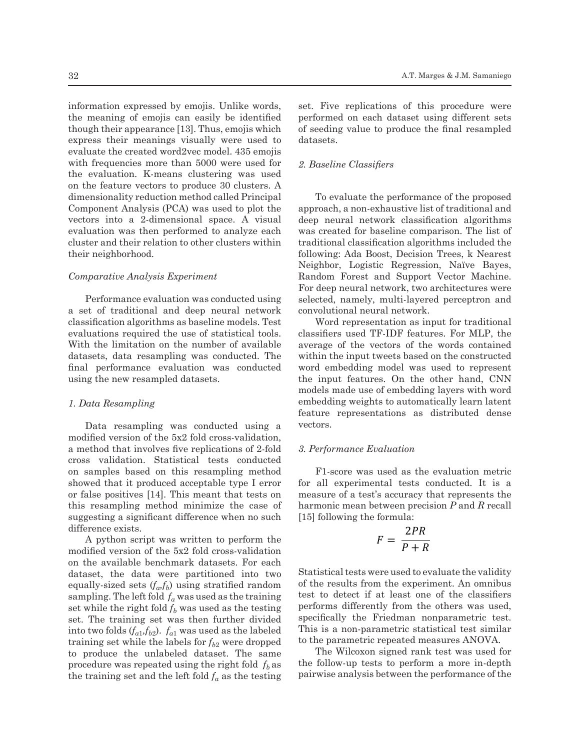information expressed by emojis. Unlike words, the meaning of emojis can easily be identified though their appearance [13]. Thus, emojis which express their meanings visually were used to evaluate the created word2vec model. 435 emojis with frequencies more than 5000 were used for the evaluation. K-means clustering was used on the feature vectors to produce 30 clusters. A dimensionality reduction method called Principal Component Analysis (PCA) was used to plot the vectors into a 2-dimensional space. A visual evaluation was then performed to analyze each cluster and their relation to other clusters within their neighborhood.

*Comparative Analysis Experiment*

Performance evaluation was conducted using a set of traditional and deep neural network classification algorithms as baseline models. Test evaluations required the use of statistical tools. With the limitation on the number of available datasets, data resampling was conducted. The final performance evaluation was conducted using the new resampled datasets.

*1. Data Resampling*

Data resampling was conducted using a modified version of the 5x2 fold cross-validation, a method that involves five replications of 2-fold cross validation. Statistical tests conducted on samples based on this resampling method showed that it produced acceptable type I error or false positives [14]. This meant that tests on this resampling method minimize the case of suggesting a significant difference when no such difference exists.

A python script was written to perform the modified version of the 5x2 fold cross-validation on the available benchmark datasets. For each dataset, the data were partitioned into two equally-sized sets ($f_a$,$f_b$) using stratified random sampling. The left fold $f_a$ was used as the training set while the right fold $f_b$ was used as the testing set. The training set was then further divided into two folds ($f_{a1}$,$f_{b2}$). $f_{a1}$ was used as the labeled training set while the labels for $f_{b2}$ were dropped to produce the unlabeled dataset. The same procedure was repeated using the right fold $f_b$ as the training set and the left fold $f_a$ as the testing set. Five replications of this procedure were performed on each dataset using different sets of seeding value to produce the final resampled datasets.

*2. Baseline Classifiers*

To evaluate the performance of the proposed approach, a non-exhaustive list of traditional and deep neural network classification algorithms was created for baseline comparison. The list of traditional classification algorithms included the following: Ada Boost, Decision Trees, k Nearest Neighbor, Logistic Regression, Naïve Bayes, Random Forest and Support Vector Machine. For deep neural network, two architectures were selected, namely, multi-layered perceptron and convolutional neural network.

Word representation as input for traditional classifiers used TF-IDF features. For MLP, the average of the vectors of the words contained within the input tweets based on the constructed word embedding model was used to represent the input features. On the other hand, CNN models made use of embedding layers with word embedding weights to automatically learn latent feature representations as distributed dense vectors.

*3. Performance Evaluation*

F1-score was used as the evaluation metric for all experimental tests conducted. It is a measure of a test's accuracy that represents the harmonic mean between precision $P$ and $R$ recall [15] following the formula:

$$F = \frac{2PR}{P + R}$$

Statistical tests were used to evaluate the validity of the results from the experiment. An omnibus test to detect if at least one of the classifiers performs differently from the others was used, specifically the Friedman nonparametric test. This is a non-parametric statistical test similar to the parametric repeated measures ANOVA.

The Wilcoxon signed rank test was used for the follow-up tests to perform a more in-depth pairwise analysis between the performance of the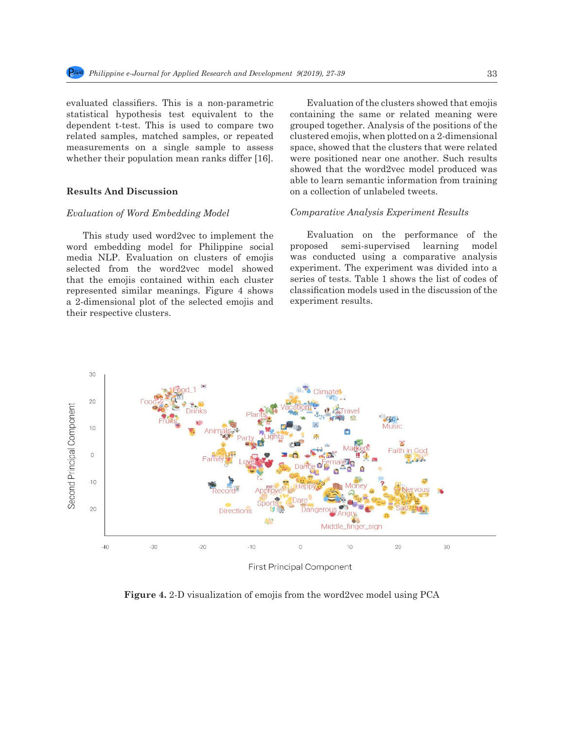evaluated classifiers. This is a non-parametric statistical hypothesis test equivalent to the dependent t-test. This is used to compare two related samples, matched samples, or repeated measurements on a single sample to assess whether their population mean ranks differ [16].

## Results And Discussion

### *Evaluation of Word Embedding Model*

This study used word2vec to implement the word embedding model for Philippine social media NLP. Evaluation on clusters of emojis selected from the word2vec model showed that the emojis contained within each cluster represented similar meanings. Figure 4 shows a 2-dimensional plot of the selected emojis and their respective clusters.

Evaluation of the clusters showed that emojis containing the same or related meaning were grouped together. Analysis of the positions of the clustered emojis, when plotted on a 2-dimensional space, showed that the clusters that were related were positioned near one another. Such results showed that the word2vec model produced was able to learn semantic information from training on a collection of unlabeled tweets.

### *Comparative Analysis Experiment Results*

Evaluation on the performance of the proposed semi-supervised learning model was conducted using a comparative analysis experiment. The experiment was divided into a series of tests. Table 1 shows the list of codes of classification models used in the discussion of the experiment results.

**Figure 4.** 2-D visualization of emojis from the word2vec model using PCA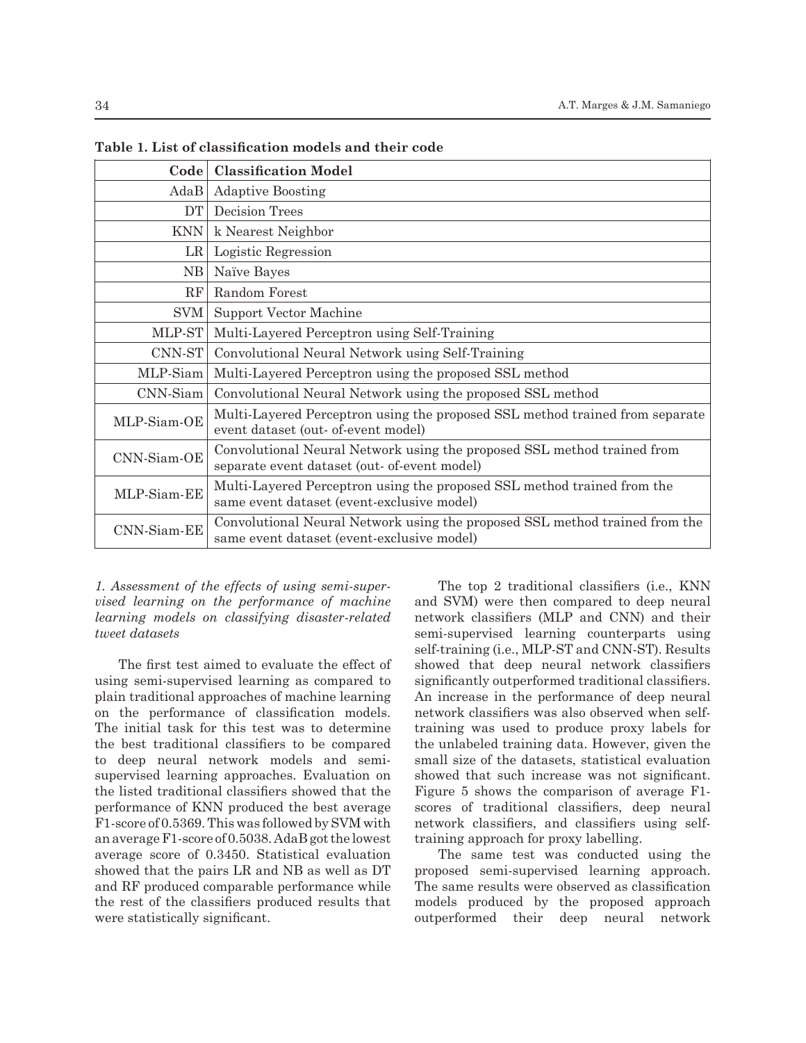**Table 1. List of classification models and their code**

| Code | Classification Model |
|---|---|
| AdaB | Adaptive Boosting |
| DT | Decision Trees |
| KNN | k Nearest Neighbor |
| LR | Logistic Regression |
| NB | Naïve Bayes |
| RF | Random Forest |
| SVM | Support Vector Machine |
| MLP-ST | Multi-Layered Perceptron using Self-Training |
| CNN-ST | Convolutional Neural Network using Self-Training |
| MLP-Siam | Multi-Layered Perceptron using the proposed SSL method |
| CNN-Siam | Convolutional Neural Network using the proposed SSL method |
| MLP-Siam-OE | Multi-Layered Perceptron using the proposed SSL method trained from separate event dataset (out- of-event model) |
| CNN-Siam-OE | Convolutional Neural Network using the proposed SSL method trained from separate event dataset (out- of-event model) |
| MLP-Siam-EE | Multi-Layered Perceptron using the proposed SSL method trained from the same event dataset (event-exclusive model) |
| CNN-Siam-EE | Convolutional Neural Network using the proposed SSL method trained from the same event dataset (event-exclusive model) |

*1. Assessment of the effects of using semi-supervised learning on the performance of machine learning models on classifying disaster-related tweet datasets*

The first test aimed to evaluate the effect of using semi-supervised learning as compared to plain traditional approaches of machine learning on the performance of classification models. The initial task for this test was to determine the best traditional classifiers to be compared to deep neural network models and semi-supervised learning approaches. Evaluation on the listed traditional classifiers showed that the performance of KNN produced the best average F1-score of 0.5369. This was followed by SVM with an average F1-score of 0.5038. AdaB got the lowest average score of 0.3450. Statistical evaluation showed that the pairs LR and NB as well as DT and RF produced comparable performance while the rest of the classifiers produced results that were statistically significant.

The top 2 traditional classifiers (i.e., KNN and SVM) were then compared to deep neural network classifiers (MLP and CNN) and their semi-supervised learning counterparts using self-training (i.e., MLP-ST and CNN-ST). Results showed that deep neural network classifiers significantly outperformed traditional classifiers. An increase in the performance of deep neural network classifiers was also observed when self-training was used to produce proxy labels for the unlabeled training data. However, given the small size of the datasets, statistical evaluation showed that such increase was not significant. Figure 5 shows the comparison of average F1-scores of traditional classifiers, deep neural network classifiers, and classifiers using self-training approach for proxy labelling.

The same test was conducted using the proposed semi-supervised learning approach. The same results were observed as classification models produced by the proposed approach outperformed their deep neural network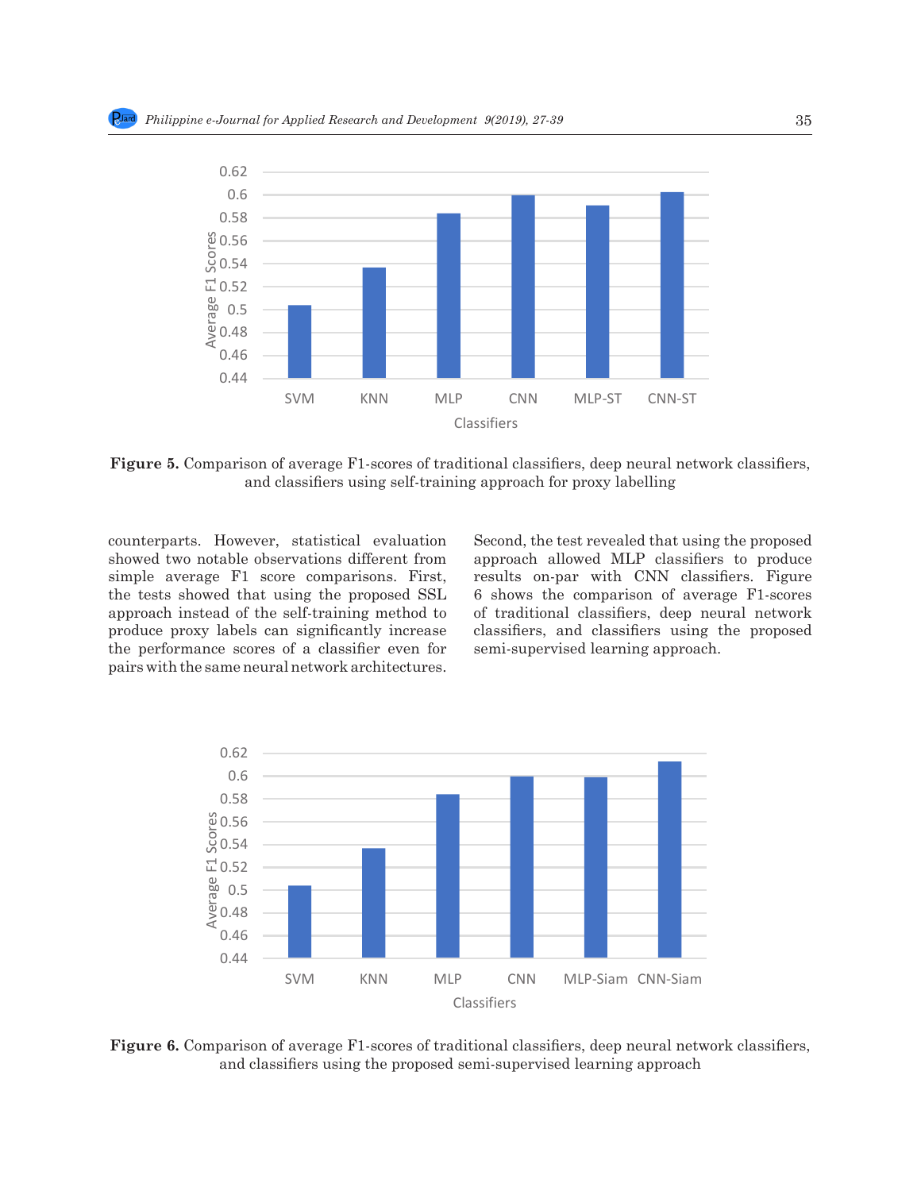**Figure 5.** Comparison of average F1-scores of traditional classifiers, deep neural network classifiers, and classifiers using self-training approach for proxy labelling

counterparts. However, statistical evaluation showed two notable observations different from simple average F1 score comparisons. First, the tests showed that using the proposed SSL approach instead of the self-training method to produce proxy labels can significantly increase the performance scores of a classifier even for pairs with the same neural network architectures. Second, the test revealed that using the proposed approach allowed MLP classifiers to produce results on-par with CNN classifiers. Figure 6 shows the comparison of average F1-scores of traditional classifiers, deep neural network classifiers, and classifiers using the proposed semi-supervised learning approach.

**Figure 6.** Comparison of average F1-scores of traditional classifiers, deep neural network classifiers, and classifiers using the proposed semi-supervised learning approach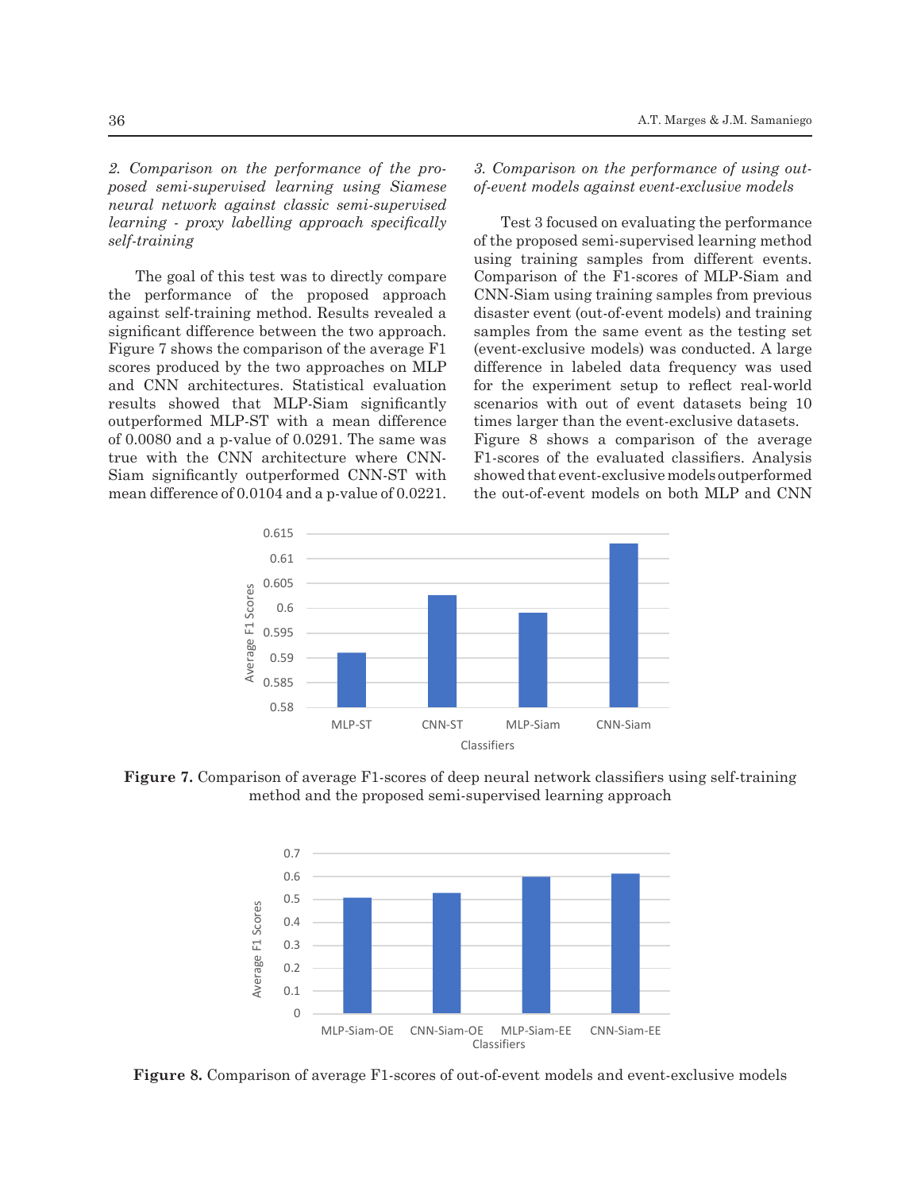*2. Comparison on the performance of the proposed semi-supervised learning using Siamese neural network against classic semi-supervised learning - proxy labelling approach specifically self-training*

The goal of this test was to directly compare the performance of the proposed approach against self-training method. Results revealed a significant difference between the two approach. Figure 7 shows the comparison of the average F1 scores produced by the two approaches on MLP and CNN architectures. Statistical evaluation results showed that MLP-Siam significantly outperformed MLP-ST with a mean difference of 0.0080 and a p-value of 0.0291. The same was true with the CNN architecture where CNN-Siam significantly outperformed CNN-ST with mean difference of 0.0104 and a p-value of 0.0221.

*3. Comparison on the performance of using out-of-event models against event-exclusive models*

Test 3 focused on evaluating the performance of the proposed semi-supervised learning method using training samples from different events. Comparison of the F1-scores of MLP-Siam and CNN-Siam using training samples from previous disaster event (out-of-event models) and training samples from the same event as the testing set (event-exclusive models) was conducted. A large difference in labeled data frequency was used for the experiment setup to reflect real-world scenarios with out of event datasets being 10 times larger than the event-exclusive datasets. Figure 8 shows a comparison of the average F1-scores of the evaluated classifiers. Analysis showed that event-exclusive models outperformed the out-of-event models on both MLP and CNN

**Figure 7.** Comparison of average F1-scores of deep neural network classifiers using self-training method and the proposed semi-supervised learning approach

**Figure 8.** Comparison of average F1-scores of out-of-event models and event-exclusive models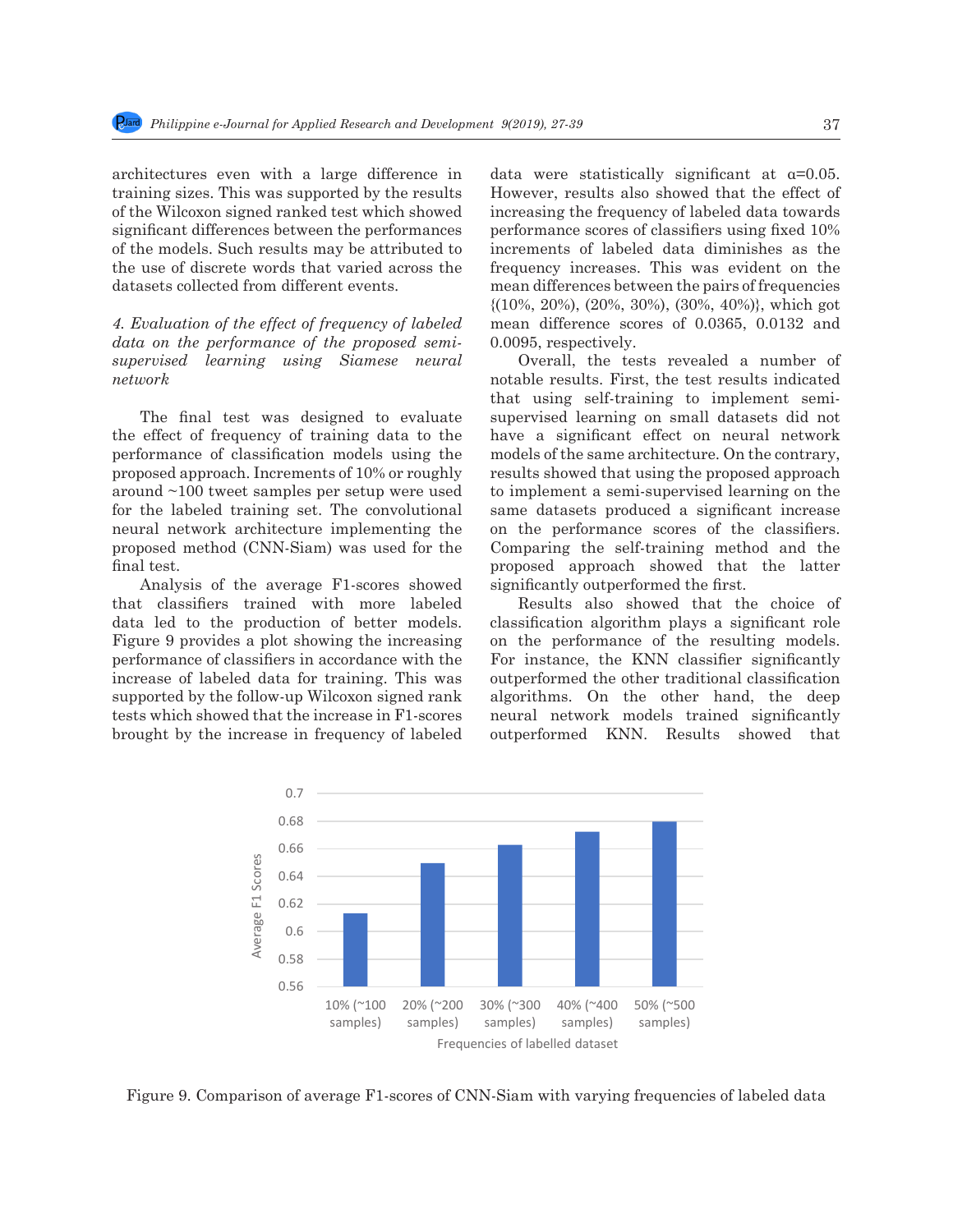architectures even with a large difference in training sizes. This was supported by the results of the Wilcoxon signed ranked test which showed significant differences between the performances of the models. Such results may be attributed to the use of discrete words that varied across the datasets collected from different events.

*4. Evaluation of the effect of frequency of labeled data on the performance of the proposed semi-supervised learning using Siamese neural network*

The final test was designed to evaluate the effect of frequency of training data to the performance of classification models using the proposed approach. Increments of 10% or roughly around ~100 tweet samples per setup were used for the labeled training set. The convolutional neural network architecture implementing the proposed method (CNN-Siam) was used for the final test.

Analysis of the average F1-scores showed that classifiers trained with more labeled data led to the production of better models. Figure 9 provides a plot showing the increasing performance of classifiers in accordance with the increase of labeled data for training. This was supported by the follow-up Wilcoxon signed rank tests which showed that the increase in F1-scores brought by the increase in frequency of labeled data were statistically significant at $\alpha$=0.05. However, results also showed that the effect of increasing the frequency of labeled data towards performance scores of classifiers using fixed 10% increments of labeled data diminishes as the frequency increases. This was evident on the mean differences between the pairs of frequencies {(10%, 20%), (20%, 30%), (30%, 40%)}, which got mean difference scores of 0.0365, 0.0132 and 0.0095, respectively.

Overall, the tests revealed a number of notable results. First, the test results indicated that using self-training to implement semi-supervised learning on small datasets did not have a significant effect on neural network models of the same architecture. On the contrary, results showed that using the proposed approach to implement a semi-supervised learning on the same datasets produced a significant increase on the performance scores of the classifiers. Comparing the self-training method and the proposed approach showed that the latter significantly outperformed the first.

Results also showed that the choice of classification algorithm plays a significant role on the performance of the resulting models. For instance, the KNN classifier significantly outperformed the other traditional classification algorithms. On the other hand, the deep neural network models trained significantly outperformed KNN. Results showed that

Figure 9. Comparison of average F1-scores of CNN-Siam with varying frequencies of labeled data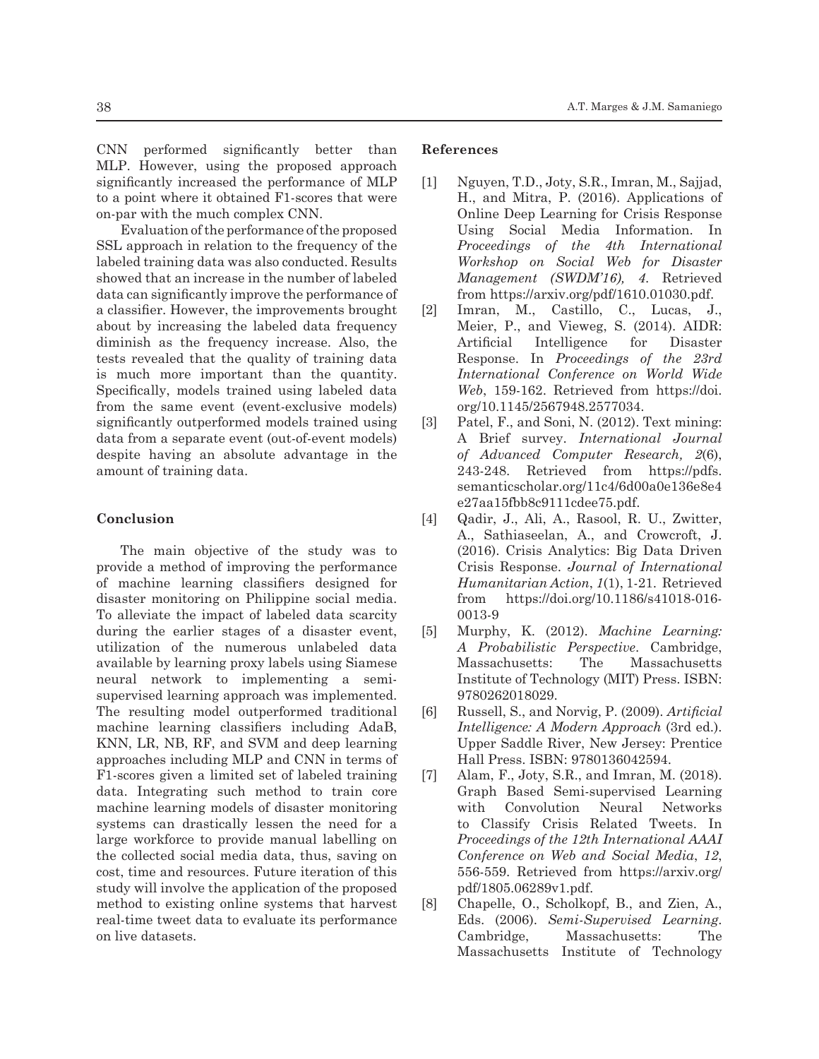CNN performed significantly better than MLP. However, using the proposed approach significantly increased the performance of MLP to a point where it obtained F1-scores that were on-par with the much complex CNN.

Evaluation of the performance of the proposed SSL approach in relation to the frequency of the labeled training data was also conducted. Results showed that an increase in the number of labeled data can significantly improve the performance of a classifier. However, the improvements brought about by increasing the labeled data frequency diminish as the frequency increase. Also, the tests revealed that the quality of training data is much more important than the quantity. Specifically, models trained using labeled data from the same event (event-exclusive models) significantly outperformed models trained using data from a separate event (out-of-event models) despite having an absolute advantage in the amount of training data.

## Conclusion

The main objective of the study was to provide a method of improving the performance of machine learning classifiers designed for disaster monitoring on Philippine social media. To alleviate the impact of labeled data scarcity during the earlier stages of a disaster event, utilization of the numerous unlabeled data available by learning proxy labels using Siamese neural network to implementing a semi-supervised learning approach was implemented. The resulting model outperformed traditional machine learning classifiers including AdaB, KNN, LR, NB, RF, and SVM and deep learning approaches including MLP and CNN in terms of F1-scores given a limited set of labeled training data. Integrating such method to train core machine learning models of disaster monitoring systems can drastically lessen the need for a large workforce to provide manual labelling on the collected social media data, thus, saving on cost, time and resources. Future iteration of this study will involve the application of the proposed method to existing online systems that harvest real-time tweet data to evaluate its performance on live datasets.

## References

[1] Nguyen, T.D., Joty, S.R., Imran, M., Sajjad, H., and Mitra, P. (2016). Applications of Online Deep Learning for Crisis Response Using Social Media Information. In *Proceedings of the 4th International Workshop on Social Web for Disaster Management (SWDM'16), 4*. Retrieved from https://arxiv.org/pdf/1610.01030.pdf.

[2] Imran, M., Castillo, C., Lucas, J., Meier, P., and Vieweg, S. (2014). AIDR: Artificial Intelligence for Disaster Response. In *Proceedings of the 23rd International Conference on World Wide Web*, 159-162. Retrieved from https://doi.org/10.1145/2567948.2577034.

[3] Patel, F., and Soni, N. (2012). Text mining: A Brief survey. *International Journal of Advanced Computer Research, 2*(6), 243-248. Retrieved from https://pdfs.semanticscholar.org/11c4/6d00a0e136e8e4e27aa15fbb8c9111cdee75.pdf.

[4] Qadir, J., Ali, A., Rasool, R. U., Zwitter, A., Sathiaseelan, A., and Crowcroft, J. (2016). Crisis Analytics: Big Data Driven Crisis Response. *Journal of International Humanitarian Action*, *1*(1), 1-21. Retrieved from https://doi.org/10.1186/s41018-016-0013-9

[5] Murphy, K. (2012). *Machine Learning: A Probabilistic Perspective*. Cambridge, Massachusetts: The Massachusetts Institute of Technology (MIT) Press. ISBN: 9780262018029.

[6] Russell, S., and Norvig, P. (2009). *Artificial Intelligence: A Modern Approach* (3rd ed.). Upper Saddle River, New Jersey: Prentice Hall Press. ISBN: 9780136042594.

[7] Alam, F., Joty, S.R., and Imran, M. (2018). Graph Based Semi-supervised Learning with Convolution Neural Networks to Classify Crisis Related Tweets. In *Proceedings of the 12th International AAAI Conference on Web and Social Media*, *12*, 556-559. Retrieved from https://arxiv.org/pdf/1805.06289v1.pdf.

[8] Chapelle, O., Scholkopf, B., and Zien, A., Eds. (2006). *Semi-Supervised Learning*. Cambridge, Massachusetts: The Massachusetts Institute of Technology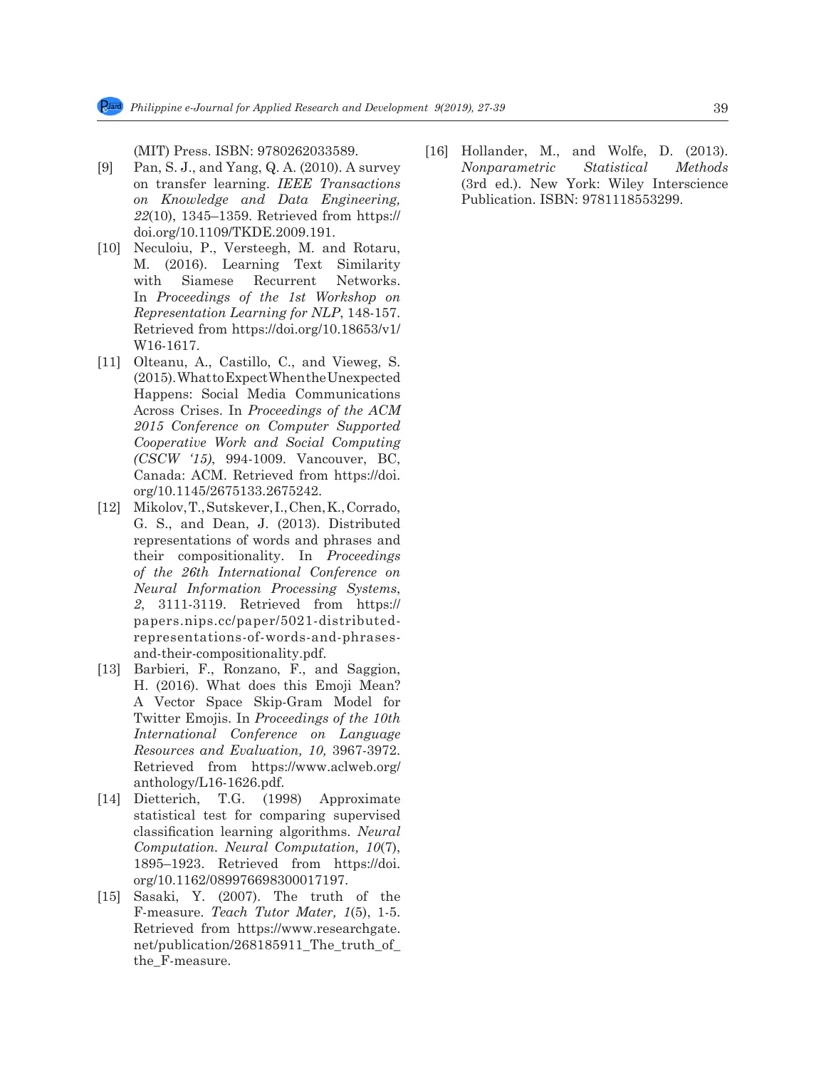(MIT) Press. ISBN: 9780262033589.

[9] Pan, S. J., and Yang, Q. A. (2010). A survey on transfer learning. *IEEE Transactions on Knowledge and Data Engineering, 22*(10), 1345–1359. Retrieved from https://doi.org/10.1109/TKDE.2009.191.

[10] Neculoiu, P., Versteegh, M. and Rotaru, M. (2016). Learning Text Similarity with Siamese Recurrent Networks. In *Proceedings of the 1st Workshop on Representation Learning for NLP*, 148-157. Retrieved from https://doi.org/10.18653/v1/W16-1617.

[11] Olteanu, A., Castillo, C., and Vieweg, S. (2015). What to Expect When the Unexpected Happens: Social Media Communications Across Crises. In *Proceedings of the ACM 2015 Conference on Computer Supported Cooperative Work and Social Computing (CSCW '15)*, 994-1009. Vancouver, BC, Canada: ACM. Retrieved from https://doi.org/10.1145/2675133.2675242.

[12] Mikolov, T., Sutskever, I., Chen, K., Corrado, G. S., and Dean, J. (2013). Distributed representations of words and phrases and their compositionality. In *Proceedings of the 26th International Conference on Neural Information Processing Systems, 2*, 3111-3119. Retrieved from https://papers.nips.cc/paper/5021-distributed-representations-of-words-and-phrases-and-their-compositionality.pdf.

[13] Barbieri, F., Ronzano, F., and Saggion, H. (2016). What does this Emoji Mean? A Vector Space Skip-Gram Model for Twitter Emojis. In *Proceedings of the 10th International Conference on Language Resources and Evaluation, 10,* 3967-3972. Retrieved from https://www.aclweb.org/anthology/L16-1626.pdf.

[14] Dietterich, T.G. (1998) Approximate statistical test for comparing supervised classification learning algorithms. *Neural Computation. Neural Computation, 10*(7), 1895–1923. Retrieved from https://doi.org/10.1162/089976698300017197.

[15] Sasaki, Y. (2007). The truth of the F-measure. *Teach Tutor Mater, 1*(5), 1-5. Retrieved from https://www.researchgate.net/publication/268185911_The_truth_of_the_F-measure.

[16] Hollander, M., and Wolfe, D. (2013). *Nonparametric Statistical Methods* (3rd ed.). New York: Wiley Interscience Publication. ISBN: 9781118553299.